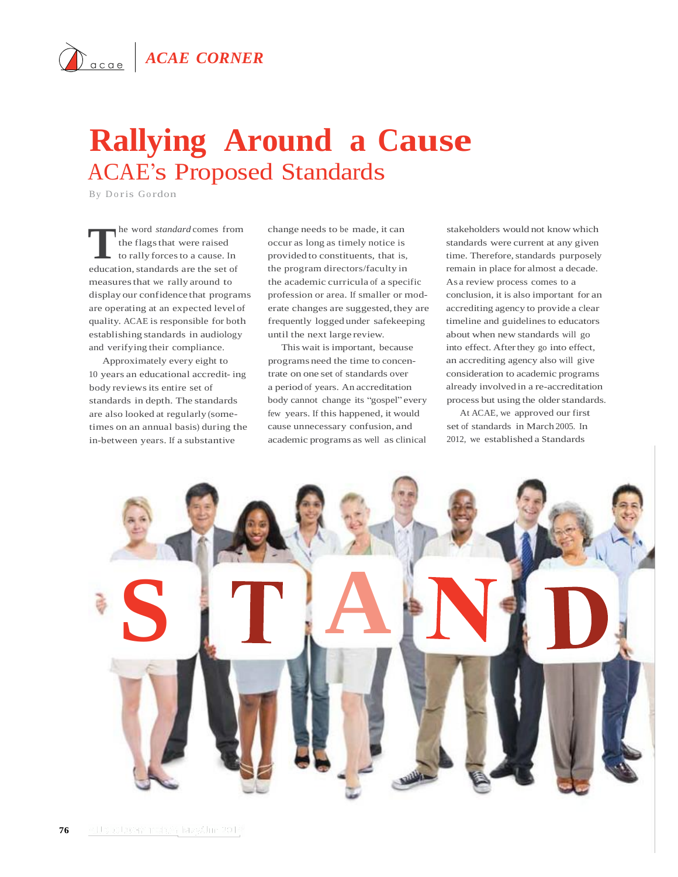# Rallying Around a Cause

## ACAE's Proposed Standards

By Doris Gordon

The word *standard* comes from the flags that were raised to rally forces to a cause. In education, standards are the set of measures that we rally around to display our confidence that programs are operating at an expected level of quality. ACAE is responsible for both establishing standards in audiology and verifying their compliance.

Approximately every eight to 10 years an educational accredit- ing body reviews its entire set of standards in depth. The standards are also looked at regularly (some-times on an annual basis) during the in-between years. If a substantive change needs to be made, it can occur as long as timely notice is provided to constituents, that is, the program directors/faculty in the academic curricula of a specific profession or area. If smaller or mod-erate changes are suggested, they are frequently logged under safekeeping until the next large review.

This wait is important, because programs need the time to concen-trate on one set of standards over a period of years. An accreditation body cannot change its "gospel" every few years. If this happened, it would cause unnecessary confusion, and academic programs as well as clinical stakeholders would not know which standards were current at any given time. Therefore, standards purposely remain in place for almost a decade. As a review process comes to a conclusion, it is also important for an accrediting agency to provide a clear timeline and guidelines to educators about when new standards will go into effect. After they go into effect, an accrediting agency also will give consideration to academic programs already involved in a re-accreditation process but using the older standards.

At ACAE, we approved our first set of standards in March 2005. In 2012, we established a Standards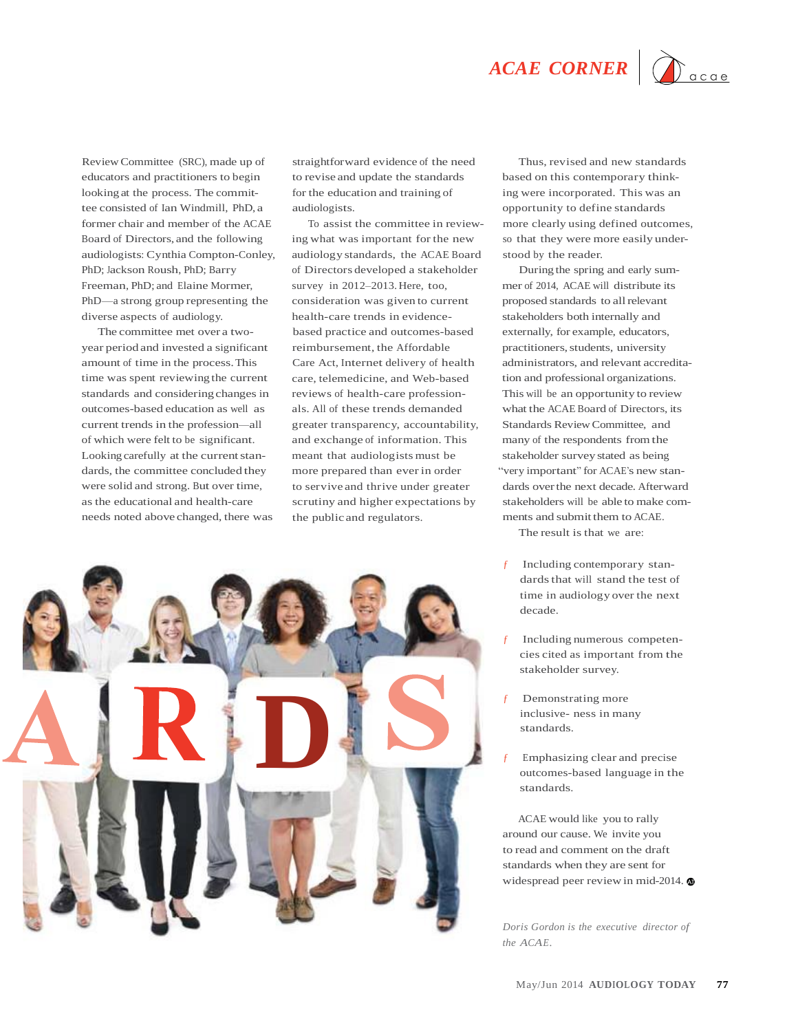Review Committee (SRC), made up of educators and practitioners to begin looking at the process. The committee consisted of Ian Windmill, PhD, a former chair and member of the ACAE Board of Directors, and the following audiologists: Cynthia Compton-Conley, PhD; Jackson Roush, PhD; Barry Freeman, PhD; and Elaine Mormer, PhD—a strong group representing the diverse aspects of audiology.

The committee met over a two-year period and invested a significant amount of time in the process. This time was spent reviewing the current standards and considering changes in outcomes-based education as well as current trends in the profession—all of which were felt to be significant. Looking carefully at the current standards, the committee concluded they were solid and strong. But over time, as the educational and health-care needs noted above changed, there was straightforward evidence of the need to revise and update the standards for the education and training of audiologists.

To assist the committee in reviewing what was important for the new audiology standards, the ACAE Board of Directors developed a stakeholder survey in 2012–2013. Here, too, consideration was given to current health-care trends in evidence-based practice and outcomes-based reimbursement, the Affordable Care Act, Internet delivery of health care, telemedicine, and Web-based reviews of health-care professionals. All of these trends demanded greater transparency, accountability, and exchange of information. This meant that audiologists must be more prepared than ever in order to serve and thrive under greater scrutiny and higher expectations by the public and regulators.

Thus, revised and new standards based on this contemporary thinking were incorporated. This was an opportunity to define standards more clearly using defined outcomes, so that they were more easily understood by the reader.

During the spring and early summer of 2014, ACAE will distribute its proposed standards to all relevant stakeholders both internally and externally, for example, educators, practitioners, students, university administrators, and relevant accreditation and professional organizations. This will be an opportunity to review what the ACAE Board of Directors, its Standards Review Committee, and many of the respondents from the stakeholder survey stated as being "very important" for ACAE's new standards over the next decade. Afterward stakeholders will be able to make comments and submit them to ACAE.

The result is that we are:

- Including contemporary standards that will stand the test of time in audiology over the next decade.
- Including numerous competencies cited as important from the stakeholder survey.
- Demonstrating more inclusive- ness in many standards.
- Emphasizing clear and precise outcomes-based language in the standards.

ACAE would like you to rally around our cause. We invite you to read and comment on the draft standards when they are sent for widespread peer review in mid-2014.

*Doris Gordon is the executive director of the ACAE.*